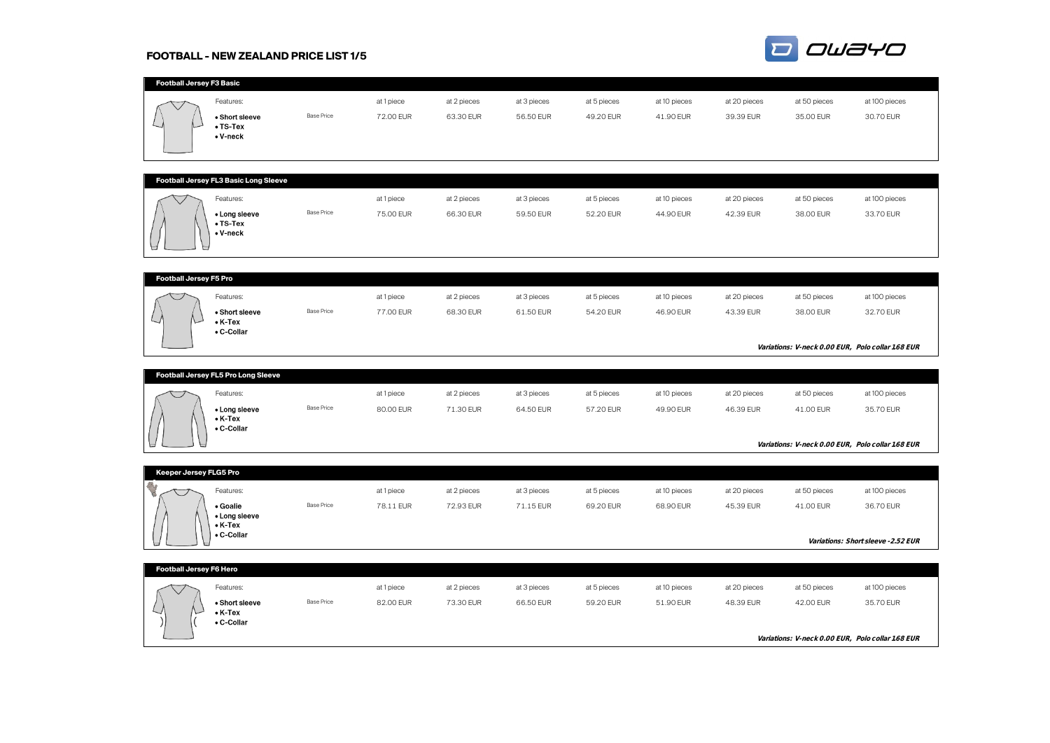# FOOTBALL - NEW ZEALAND PRICE LIST 1/5

OWAYO

## Football Jersey F3 Basic

Features:

- Short sleeve
- TS-Tex
- V-neck

| | at 1 piece | at 2 pieces | at 3 pieces | at 5 pieces | at 10 pieces | at 20 pieces | at 50 pieces | at 100 pieces |
|---|---|---|---|---|---|---|---|---|
| Base Price | 72.00 EUR | 63.30 EUR | 56.50 EUR | 49.20 EUR | 41.90 EUR | 39.39 EUR | 35.00 EUR | 30.70 EUR |

## Football Jersey FL3 Basic Long Sleeve

Features:

- Long sleeve
- TS-Tex
- V-neck

| | at 1 piece | at 2 pieces | at 3 pieces | at 5 pieces | at 10 pieces | at 20 pieces | at 50 pieces | at 100 pieces |
|---|---|---|---|---|---|---|---|---|
| Base Price | 75.00 EUR | 66.30 EUR | 59.50 EUR | 52.20 EUR | 44.90 EUR | 42.39 EUR | 38.00 EUR | 33.70 EUR |

## Football Jersey F5 Pro

Features:

- Short sleeve
- K-Tex
- C-Collar

| | at 1 piece | at 2 pieces | at 3 pieces | at 5 pieces | at 10 pieces | at 20 pieces | at 50 pieces | at 100 pieces |
|---|---|---|---|---|---|---|---|---|
| Base Price | 77.00 EUR | 68.30 EUR | 61.50 EUR | 54.20 EUR | 46.90 EUR | 43.39 EUR | 38.00 EUR | 32.70 EUR |

***Variations: V-neck 0.00 EUR, Polo collar 168 EUR***

## Football Jersey FL5 Pro Long Sleeve

Features:

- Long sleeve
- K-Tex
- C-Collar

| | at 1 piece | at 2 pieces | at 3 pieces | at 5 pieces | at 10 pieces | at 20 pieces | at 50 pieces | at 100 pieces |
|---|---|---|---|---|---|---|---|---|
| Base Price | 80.00 EUR | 71.30 EUR | 64.50 EUR | 57.20 EUR | 49.90 EUR | 46.39 EUR | 41.00 EUR | 35.70 EUR |

***Variations: V-neck 0.00 EUR, Polo collar 168 EUR***

## Keeper Jersey FLG5 Pro

Features:

- Goalie
- Long sleeve
- K-Tex
- C-Collar

| | at 1 piece | at 2 pieces | at 3 pieces | at 5 pieces | at 10 pieces | at 20 pieces | at 50 pieces | at 100 pieces |
|---|---|---|---|---|---|---|---|---|
| Base Price | 78.11 EUR | 72.93 EUR | 71.15 EUR | 69.20 EUR | 68.90 EUR | 45.39 EUR | 41.00 EUR | 36.70 EUR |

***Variations: Short sleeve -2.52 EUR***

## Football Jersey F6 Hero

Features:

- Short sleeve
- K-Tex
- C-Collar

| | at 1 piece | at 2 pieces | at 3 pieces | at 5 pieces | at 10 pieces | at 20 pieces | at 50 pieces | at 100 pieces |
|---|---|---|---|---|---|---|---|---|
| Base Price | 82.00 EUR | 73.30 EUR | 66.50 EUR | 59.20 EUR | 51.90 EUR | 48.39 EUR | 42.00 EUR | 35.70 EUR |

***Variations: V-neck 0.00 EUR, Polo collar 168 EUR***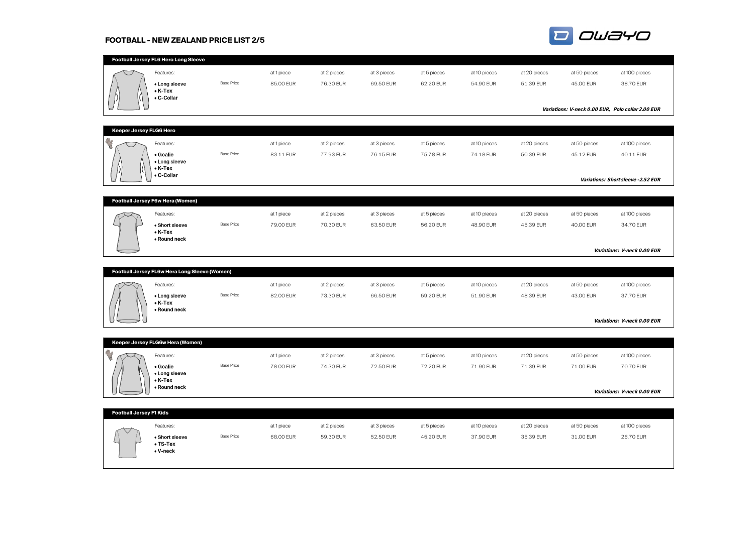# FOOTBALL - NEW ZEALAND PRICE LIST 2/5

## Football Jersey FL6 Hero Long Sleeve

Features:

- Long sleeve
- K-Tex
- C-Collar

| | at 1 piece | at 2 pieces | at 3 pieces | at 5 pieces | at 10 pieces | at 20 pieces | at 50 pieces | at 100 pieces |
|---|---|---|---|---|---|---|---|---|
| Base Price | 85.00 EUR | 76.30 EUR | 69.50 EUR | 62.20 EUR | 54.90 EUR | 51.39 EUR | 45.00 EUR | 38.70 EUR |

***Variations: V-neck 0.00 EUR, Polo collar 2.00 EUR***

## Keeper Jersey FLG6 Hero

Features:

- Goalie
- Long sleeve
- K-Tex
- C-Collar

| | at 1 piece | at 2 pieces | at 3 pieces | at 5 pieces | at 10 pieces | at 20 pieces | at 50 pieces | at 100 pieces |
|---|---|---|---|---|---|---|---|---|
| Base Price | 83.11 EUR | 77.93 EUR | 76.15 EUR | 75.78 EUR | 74.18 EUR | 50.39 EUR | 45.12 EUR | 40.11 EUR |

***Variations: Short sleeve -2.52 EUR***

## Football Jersey F6w Hera (Women)

Features:

- Short sleeve
- K-Tex
- Round neck

| | at 1 piece | at 2 pieces | at 3 pieces | at 5 pieces | at 10 pieces | at 20 pieces | at 50 pieces | at 100 pieces |
|---|---|---|---|---|---|---|---|---|
| Base Price | 79.00 EUR | 70.30 EUR | 63.50 EUR | 56.20 EUR | 48.90 EUR | 45.39 EUR | 40.00 EUR | 34.70 EUR |

***Variations: V-neck 0.00 EUR***

## Football Jersey FL6w Hera Long Sleeve (Women)

Features:

- Long sleeve
- K-Tex
- Round neck

| | at 1 piece | at 2 pieces | at 3 pieces | at 5 pieces | at 10 pieces | at 20 pieces | at 50 pieces | at 100 pieces |
|---|---|---|---|---|---|---|---|---|
| Base Price | 82.00 EUR | 73.30 EUR | 66.50 EUR | 59.20 EUR | 51.90 EUR | 48.39 EUR | 43.00 EUR | 37.70 EUR |

***Variations: V-neck 0.00 EUR***

## Keeper Jersey FLG6w Hera (Women)

Features:

- Goalie
- Long sleeve
- K-Tex
- Round neck

| | at 1 piece | at 2 pieces | at 3 pieces | at 5 pieces | at 10 pieces | at 20 pieces | at 50 pieces | at 100 pieces |
|---|---|---|---|---|---|---|---|---|
| Base Price | 78.00 EUR | 74.30 EUR | 72.50 EUR | 72.20 EUR | 71.90 EUR | 71.39 EUR | 71.00 EUR | 70.70 EUR |

***Variations: V-neck 0.00 EUR***

## Football Jersey F1 Kids

Features:

- Short sleeve
- TS-Tex
- V-neck

| | at 1 piece | at 2 pieces | at 3 pieces | at 5 pieces | at 10 pieces | at 20 pieces | at 50 pieces | at 100 pieces |
|---|---|---|---|---|---|---|---|---|
| Base Price | 68.00 EUR | 59.30 EUR | 52.50 EUR | 45.20 EUR | 37.90 EUR | 35.39 EUR | 31.00 EUR | 26.70 EUR |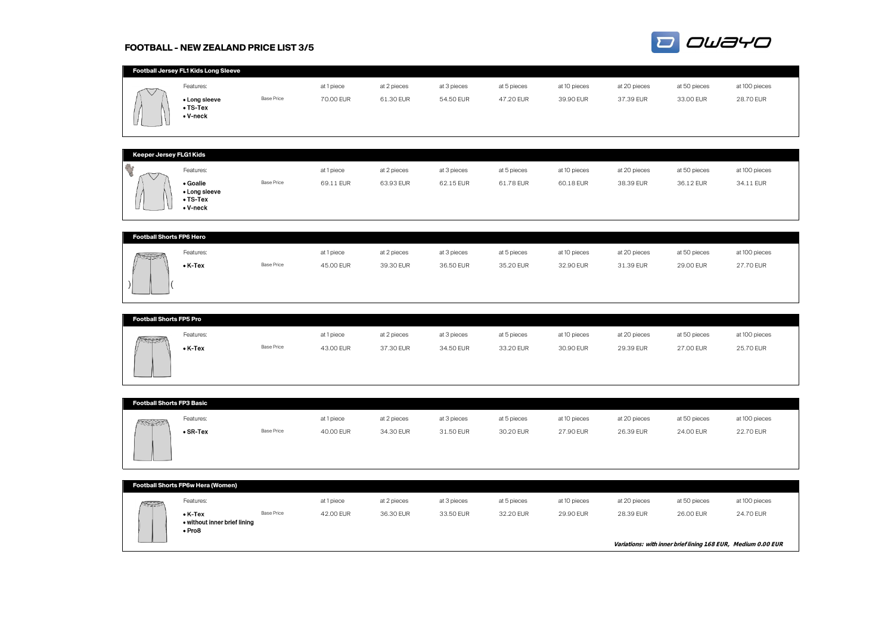# FOOTBALL - NEW ZEALAND PRICE LIST 3/5

## Football Jersey FL1 Kids Long Sleeve

Features:

- **Long sleeve**
- **TS-Tex**
- **V-neck**

| | at 1 piece | at 2 pieces | at 3 pieces | at 5 pieces | at 10 pieces | at 20 pieces | at 50 pieces | at 100 pieces |
|---|---|---|---|---|---|---|---|---|
| Base Price | 70.00 EUR | 61.30 EUR | 54.50 EUR | 47.20 EUR | 39.90 EUR | 37.39 EUR | 33.00 EUR | 28.70 EUR |

## Keeper Jersey FLG1 Kids

Features:

- **Goalie**
- **Long sleeve**
- **TS-Tex**
- **V-neck**

| | at 1 piece | at 2 pieces | at 3 pieces | at 5 pieces | at 10 pieces | at 20 pieces | at 50 pieces | at 100 pieces |
|---|---|---|---|---|---|---|---|---|
| Base Price | 69.11 EUR | 63.93 EUR | 62.15 EUR | 61.78 EUR | 60.18 EUR | 38.39 EUR | 36.12 EUR | 34.11 EUR |

## Football Shorts FP6 Hero

Features:

- **K-Tex**

| | at 1 piece | at 2 pieces | at 3 pieces | at 5 pieces | at 10 pieces | at 20 pieces | at 50 pieces | at 100 pieces |
|---|---|---|---|---|---|---|---|---|
| Base Price | 45.00 EUR | 39.30 EUR | 36.50 EUR | 35.20 EUR | 32.90 EUR | 31.39 EUR | 29.00 EUR | 27.70 EUR |

## Football Shorts FP5 Pro

Features:

- **K-Tex**

| | at 1 piece | at 2 pieces | at 3 pieces | at 5 pieces | at 10 pieces | at 20 pieces | at 50 pieces | at 100 pieces |
|---|---|---|---|---|---|---|---|---|
| Base Price | 43.00 EUR | 37.30 EUR | 34.50 EUR | 33.20 EUR | 30.90 EUR | 29.39 EUR | 27.00 EUR | 25.70 EUR |

## Football Shorts FP3 Basic

Features:

- **SR-Tex**

| | at 1 piece | at 2 pieces | at 3 pieces | at 5 pieces | at 10 pieces | at 20 pieces | at 50 pieces | at 100 pieces |
|---|---|---|---|---|---|---|---|---|
| Base Price | 40.00 EUR | 34.30 EUR | 31.50 EUR | 30.20 EUR | 27.90 EUR | 26.39 EUR | 24.00 EUR | 22.70 EUR |

## Football Shorts FP6w Hera (Women)

Features:

- **K-Tex**
- **without inner brief lining**
- **Pro8**

| | at 1 piece | at 2 pieces | at 3 pieces | at 5 pieces | at 10 pieces | at 20 pieces | at 50 pieces | at 100 pieces |
|---|---|---|---|---|---|---|---|---|
| Base Price | 42.00 EUR | 36.30 EUR | 33.50 EUR | 32.20 EUR | 29.90 EUR | 28.39 EUR | 26.00 EUR | 24.70 EUR |

***Variations: with inner brief lining 168 EUR, Medium 0.00 EUR***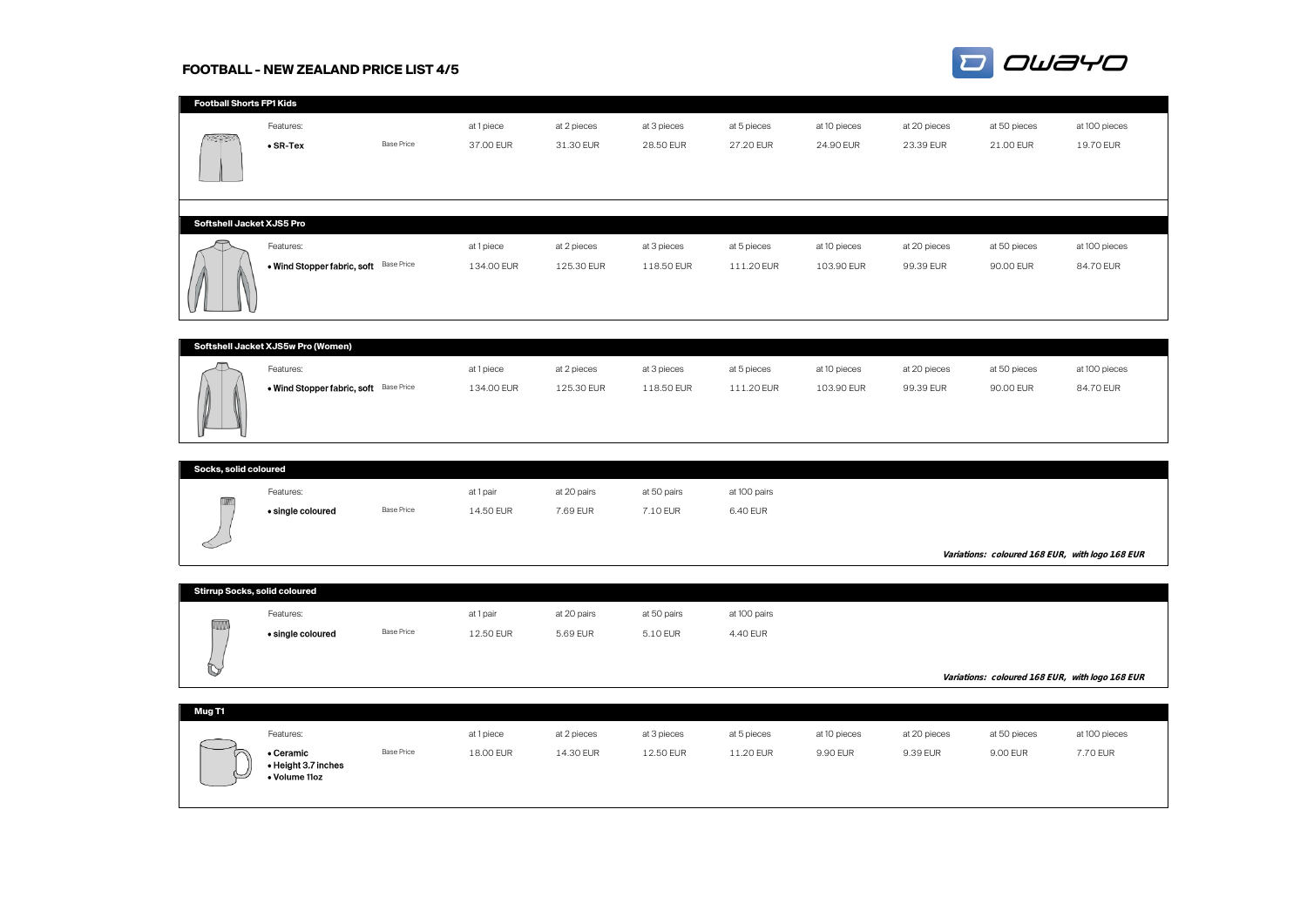# FOOTBALL - NEW ZEALAND PRICE LIST 4/5

## Football Shorts FP1 Kids

| Features: | | at 1 piece | at 2 pieces | at 3 pieces | at 5 pieces | at 10 pieces | at 20 pieces | at 50 pieces | at 100 pieces |
|---|---|---|---|---|---|---|---|---|---|
| **• SR-Tex** | Base Price | 37.00 EUR | 31.30 EUR | 28.50 EUR | 27.20 EUR | 24.90 EUR | 23.39 EUR | 21.00 EUR | 19.70 EUR |

## Softshell Jacket XJS5 Pro

| Features: | | at 1 piece | at 2 pieces | at 3 pieces | at 5 pieces | at 10 pieces | at 20 pieces | at 50 pieces | at 100 pieces |
|---|---|---|---|---|---|---|---|---|---|
| **• Wind Stopper fabric, soft** | Base Price | 134.00 EUR | 125.30 EUR | 118.50 EUR | 111.20 EUR | 103.90 EUR | 99.39 EUR | 90.00 EUR | 84.70 EUR |

## Softshell Jacket XJS5w Pro (Women)

| Features: | | at 1 piece | at 2 pieces | at 3 pieces | at 5 pieces | at 10 pieces | at 20 pieces | at 50 pieces | at 100 pieces |
|---|---|---|---|---|---|---|---|---|---|
| **• Wind Stopper fabric, soft** | Base Price | 134.00 EUR | 125.30 EUR | 118.50 EUR | 111.20 EUR | 103.90 EUR | 99.39 EUR | 90.00 EUR | 84.70 EUR |

## Socks, solid coloured

| Features: | | at 1 pair | at 20 pairs | at 50 pairs | at 100 pairs |
|---|---|---|---|---|---|
| **• single coloured** | Base Price | 14.50 EUR | 7.69 EUR | 7.10 EUR | 6.40 EUR |

***Variations: coloured 168 EUR, with logo 168 EUR***

## Stirrup Socks, solid coloured

| Features: | | at 1 pair | at 20 pairs | at 50 pairs | at 100 pairs |
|---|---|---|---|---|---|
| **• single coloured** | Base Price | 12.50 EUR | 5.69 EUR | 5.10 EUR | 4.40 EUR |

***Variations: coloured 168 EUR, with logo 168 EUR***

## Mug T1

| Features: | | at 1 piece | at 2 pieces | at 3 pieces | at 5 pieces | at 10 pieces | at 20 pieces | at 50 pieces | at 100 pieces |
|---|---|---|---|---|---|---|---|---|---|
| **• Ceramic** **• Height 3.7 inches** **• Volume 11oz** | Base Price | 18.00 EUR | 14.30 EUR | 12.50 EUR | 11.20 EUR | 9.90 EUR | 9.39 EUR | 9.00 EUR | 7.70 EUR |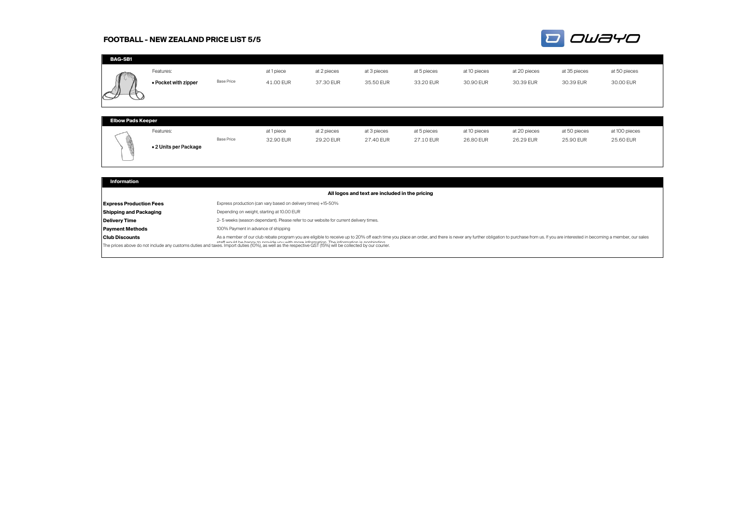# FOOTBALL - NEW ZEALAND PRICE LIST 5/5

## BAG-SB1

| Features: | | at 1 piece | at 2 pieces | at 3 pieces | at 5 pieces | at 10 pieces | at 20 pieces | at 35 pieces | at 50 pieces |
|---|---|---|---|---|---|---|---|---|---|
| • **Pocket with zipper** | Base Price | 41.00 EUR | 37.30 EUR | 35.50 EUR | 33.20 EUR | 30.90 EUR | 30.39 EUR | 30.39 EUR | 30.00 EUR |

## Elbow Pads Keeper

| Features: | | at 1 piece | at 2 pieces | at 3 pieces | at 5 pieces | at 10 pieces | at 20 pieces | at 50 pieces | at 100 pieces |
|---|---|---|---|---|---|---|---|---|---|
| • **2 Units per Package** | Base Price | 32.90 EUR | 29.20 EUR | 27.40 EUR | 27.10 EUR | 26.80 EUR | 26.29 EUR | 25.90 EUR | 25.60 EUR |

## Information

**All logos and text are included in the pricing**

| | |
|---|---|
| **Express Production Fees** | Express production (can vary based on delivery times) +15-50% |
| **Shipping and Packaging** | Depending on weight, starting at 10.00 EUR |
| **Delivery Time** | 2- 5 weeks (season dependant). Please refer to our website for current delivery times. |
| **Payment Methods** | 100% Payment in advance of shipping |
| **Club Discounts** | As a member of our club rebate program you are eligible to receive up to 20% off each time you place an order, and there is never any further obligation to purchase from us. If you are interested in becoming a member, our sales staff would be happy to provide you with more information. The information is nonbinding. |

The prices above do not include any customs duties and taxes. Import duties (10%), as well as the respective GST (15%) will be collected by our courier.